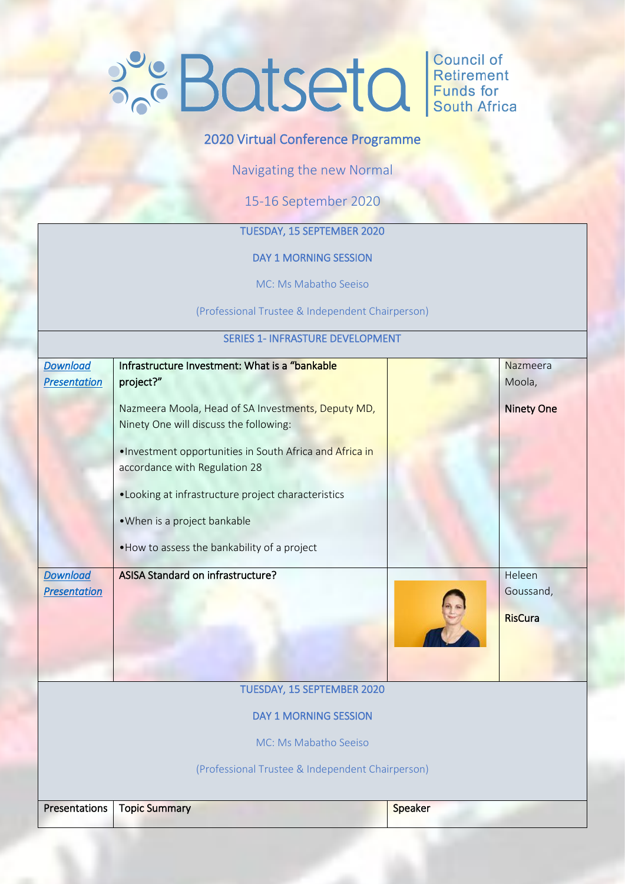# Batseta

Council of Retirement Funds for South Africa

## 2020 Virtual Conference Programme

Navigating the new Normal

15-16 September 2020

| TUESDAY, 15 SEPTEMBER 2020<br><br>DAY 1 MORNING SESSION<br><br>MC: Ms Mabatho Seeiso<br><br>(Professional Trustee & Independent Chairperson) | | | |
|---|---|---|---|
| SERIES 1- INFRASTURE DEVELOPMENT | | | |
| *Download Presentation* | **Infrastructure Investment: What is a "bankable project?"**<br><br>Nazmeera Moola, Head of SA Investments, Deputy MD, Ninety One will discuss the following:<br><br>•Investment opportunities in South Africa and Africa in accordance with Regulation 28<br><br>•Looking at infrastructure project characteristics<br><br>•When is a project bankable<br><br>•How to assess the bankability of a project | | Nazmeera Moola,<br><br>**Ninety One** |
| *Download Presentation* | **ASISA Standard on infrastructure?** | | Heleen Goussand,<br><br>**RisCura** |
| TUESDAY, 15 SEPTEMBER 2020<br><br>DAY 1 MORNING SESSION<br><br>MC: Ms Mabatho Seeiso<br><br>(Professional Trustee & Independent Chairperson) | | | |
| **Presentations** | **Topic Summary** | **Speaker** | |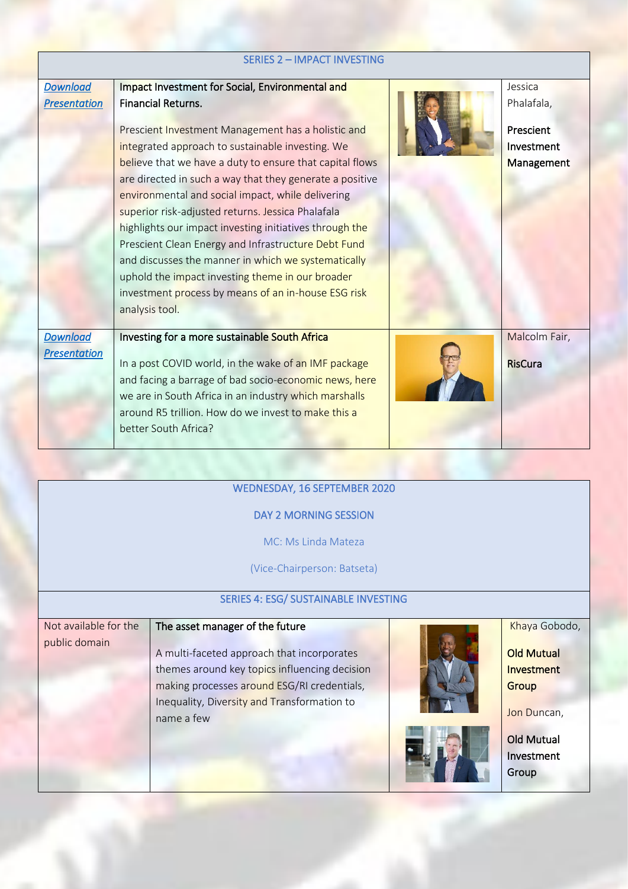| SERIES 2 – IMPACT INVESTING | | | |
|---|---|---|---|
| *Download Presentation* | **Impact Investment for Social, Environmental and Financial Returns.** Prescient Investment Management has a holistic and integrated approach to sustainable investing. We believe that we have a duty to ensure that capital flows are directed in such a way that they generate a positive environmental and social impact, while delivering superior risk-adjusted returns. Jessica Phalafala highlights our impact investing initiatives through the Prescient Clean Energy and Infrastructure Debt Fund and discusses the manner in which we systematically uphold the impact investing theme in our broader investment process by means of an in-house ESG risk analysis tool. | | Jessica Phalafala, **Prescient Investment Management** |
| *Download Presentation* | **Investing for a more sustainable South Africa** In a post COVID world, in the wake of an IMF package and facing a barrage of bad socio-economic news, here we are in South Africa in an industry which marshalls around R5 trillion. How do we invest to make this a better South Africa? | | Malcolm Fair, **RisCura** |

| WEDNESDAY, 16 SEPTEMBER 2020<br>DAY 2 MORNING SESSION<br>MC: Ms Linda Mateza<br>(Vice-Chairperson: Batseta) | | | |
|---|---|---|---|
| **SERIES 4: ESG/ SUSTAINABLE INVESTING** | | | |
| Not available for the public domain | **The asset manager of the future** A multi-faceted approach that incorporates themes around key topics influencing decision making processes around ESG/RI credentials, Inequality, Diversity and Transformation to name a few | | Khaya Gobodo, **Old Mutual Investment Group** Jon Duncan, **Old Mutual Investment Group** |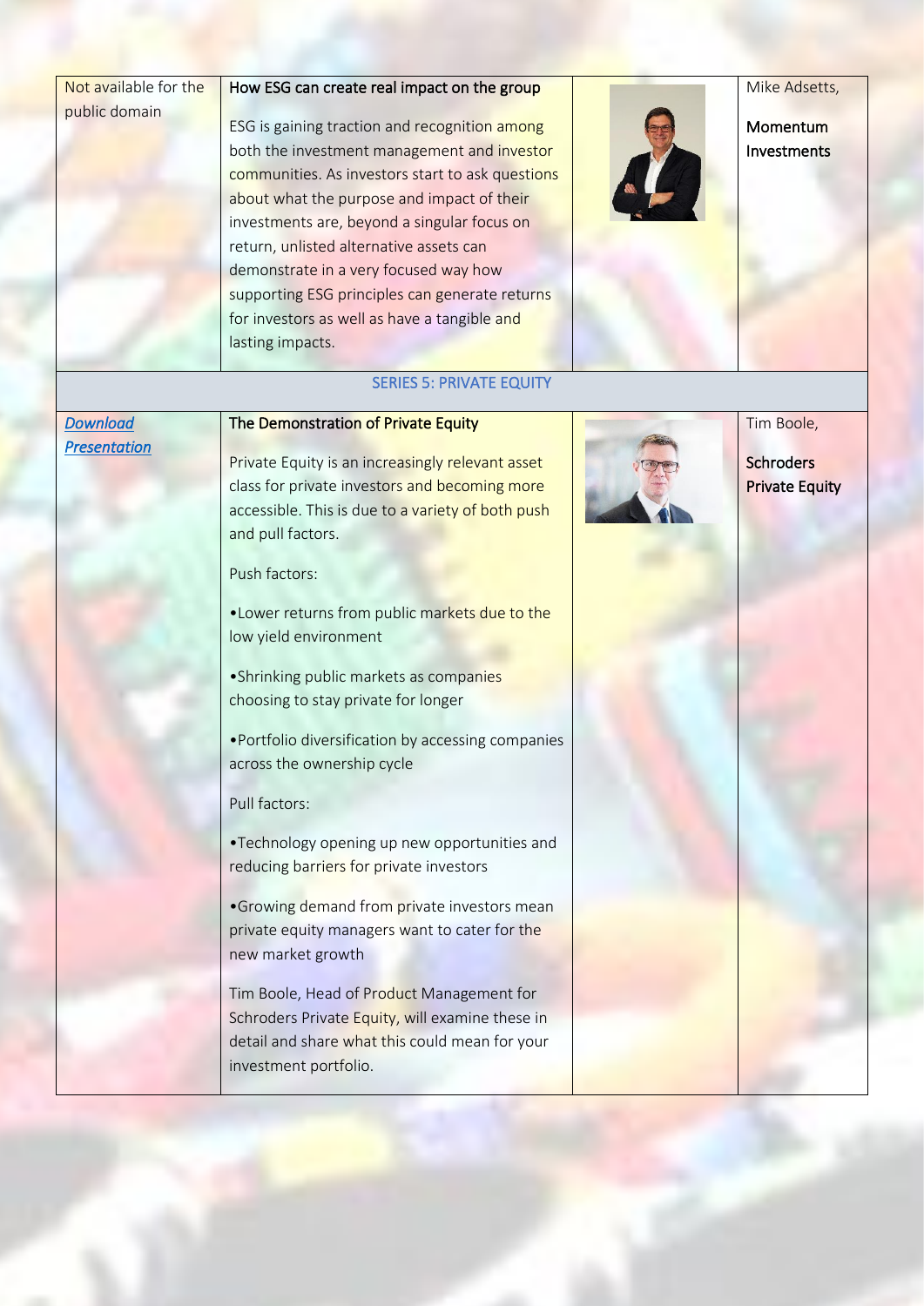| | | | |
|---|---|---|---|
| Not available for the public domain | **How ESG can create real impact on the group**<br><br>ESG is gaining traction and recognition among both the investment management and investor communities. As investors start to ask questions about what the purpose and impact of their investments are, beyond a singular focus on return, unlisted alternative assets can demonstrate in a very focused way how supporting ESG principles can generate returns for investors as well as have a tangible and lasting impacts. | | Mike Adsetts,<br><br>Momentum Investments |
| **SERIES 5: PRIVATE EQUITY** | | | |
| *Download Presentation* | **The Demonstration of Private Equity**<br><br>Private Equity is an increasingly relevant asset class for private investors and becoming more accessible. This is due to a variety of both push and pull factors.<br><br>Push factors:<br><br>•Lower returns from public markets due to the low yield environment<br><br>•Shrinking public markets as companies choosing to stay private for longer<br><br>•Portfolio diversification by accessing companies across the ownership cycle<br><br>Pull factors:<br><br>•Technology opening up new opportunities and reducing barriers for private investors<br><br>•Growing demand from private investors mean private equity managers want to cater for the new market growth<br><br>Tim Boole, Head of Product Management for Schroders Private Equity, will examine these in detail and share what this could mean for your investment portfolio. | | Tim Boole,<br><br>Schroders Private Equity |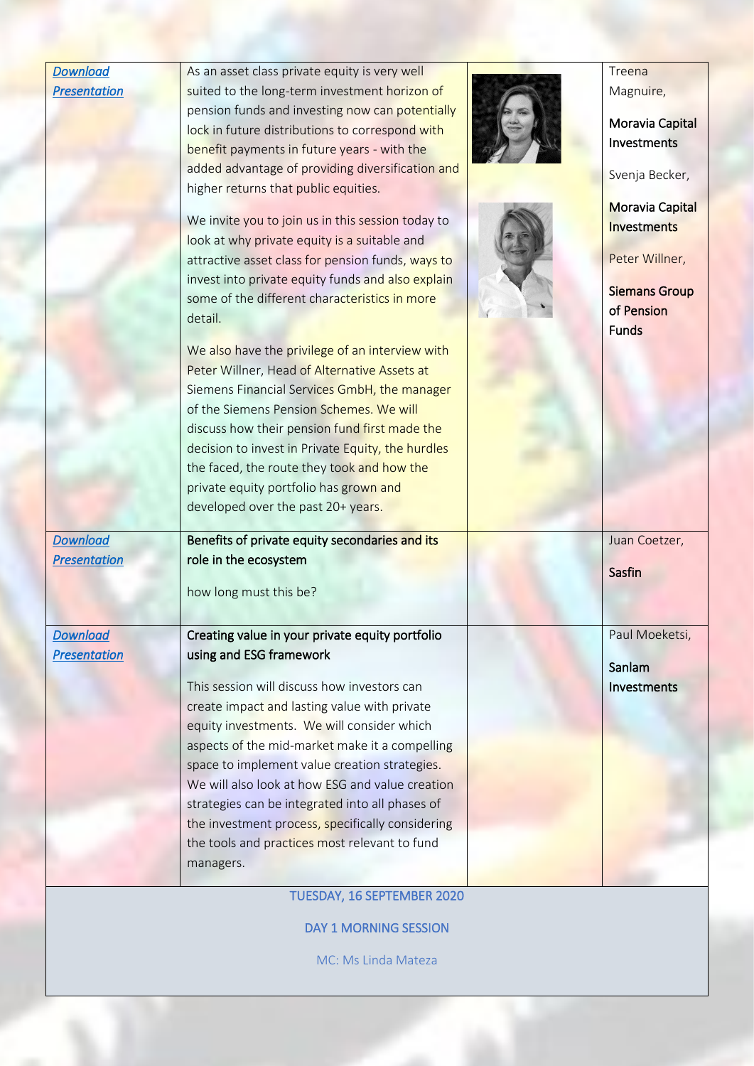| | | | |
|---|---|---|---|
| *[Download Presentation]* | As an asset class private equity is very well suited to the long-term investment horizon of pension funds and investing now can potentially lock in future distributions to correspond with benefit payments in future years - with the added advantage of providing diversification and higher returns that public equities.<br><br>We invite you to join us in this session today to look at why private equity is a suitable and attractive asset class for pension funds, ways to invest into private equity funds and also explain some of the different characteristics in more detail.<br><br>We also have the privilege of an interview with Peter Willner, Head of Alternative Assets at Siemens Financial Services GmbH, the manager of the Siemens Pension Schemes. We will discuss how their pension fund first made the decision to invest in Private Equity, the hurdles the faced, the route they took and how the private equity portfolio has grown and developed over the past 20+ years. | | Treena Magnuire,<br><br>**Moravia Capital Investments**<br><br>Svenja Becker,<br><br>**Moravia Capital Investments**<br><br>Peter Willner,<br><br>**Siemans Group of Pension Funds** |
| *[Download Presentation]* | **Benefits of private equity secondaries and its role in the ecosystem**<br><br>how long must this be? | | Juan Coetzer,<br><br>**Sasfin** |
| *[Download Presentation]* | **Creating value in your private equity portfolio using and ESG framework**<br><br>This session will discuss how investors can create impact and lasting value with private equity investments. We will consider which aspects of the mid-market make it a compelling space to implement value creation strategies. We will also look at how ESG and value creation strategies can be integrated into all phases of the investment process, specifically considering the tools and practices most relevant to fund managers. | | Paul Moeketsi,<br><br>**Sanlam Investments** |

TUESDAY, 16 SEPTEMBER 2020

DAY 1 MORNING SESSION

MC: Ms Linda Mateza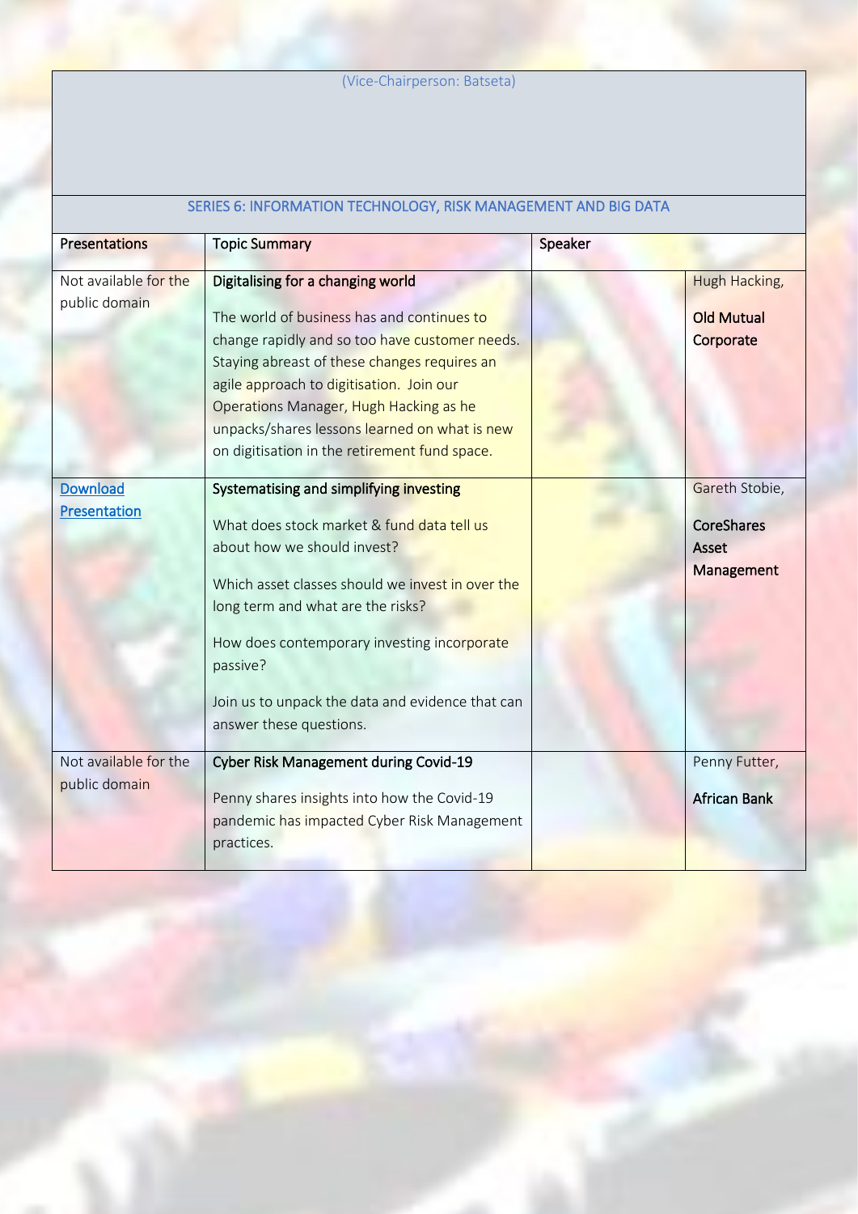(Vice-Chairperson: Batseta)

SERIES 6: INFORMATION TECHNOLOGY, RISK MANAGEMENT AND BIG DATA

| Presentations | Topic Summary | Speaker | |
|---|---|---|---|
| Not available for the public domain | **Digitalising for a changing world**<br><br>The world of business has and continues to change rapidly and so too have customer needs. Staying abreast of these changes requires an agile approach to digitisation. Join our Operations Manager, Hugh Hacking as he unpacks/shares lessons learned on what is new on digitisation in the retirement fund space. | | Hugh Hacking,<br><br>**Old Mutual Corporate** |
| Download Presentation | **Systematising and simplifying investing**<br><br>What does stock market & fund data tell us about how we should invest?<br><br>Which asset classes should we invest in over the long term and what are the risks?<br><br>How does contemporary investing incorporate passive?<br><br>Join us to unpack the data and evidence that can answer these questions. | | Gareth Stobie,<br><br>**CoreShares Asset Management** |
| Not available for the public domain | **Cyber Risk Management during Covid-19**<br><br>Penny shares insights into how the Covid-19 pandemic has impacted Cyber Risk Management practices. | | Penny Futter,<br><br>**African Bank** |